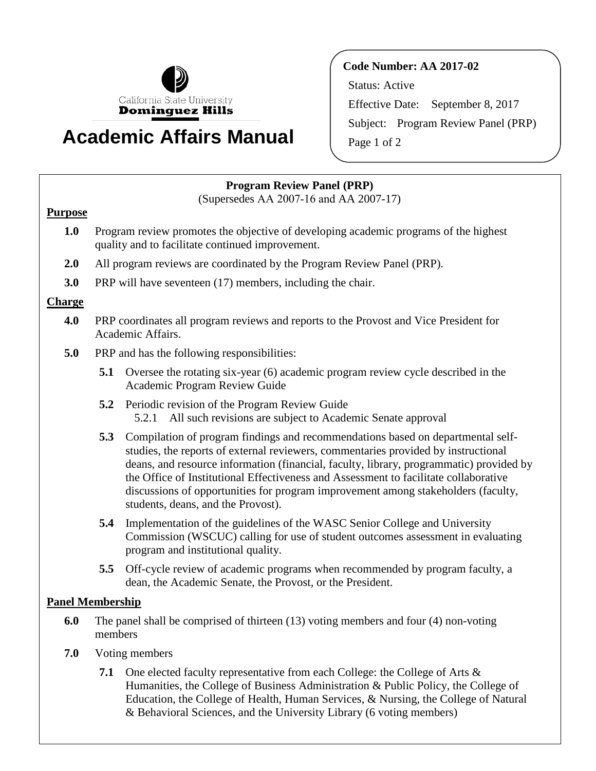California State University Dominguez Hills

# Academic Affairs Manual

**Code Number: AA 2017-02**

Status: Active

Effective Date: September 8, 2017

Subject: Program Review Panel (PRP)

## Program Review Panel (PRP)

(Supersedes AA 2007-16 and AA 2007-17)

### Purpose

**1.0** Program review promotes the objective of developing academic programs of the highest quality and to facilitate continued improvement.

**2.0** All program reviews are coordinated by the Program Review Panel (PRP).

**3.0** PRP will have seventeen (17) members, including the chair.

### Charge

**4.0** PRP coordinates all program reviews and reports to the Provost and Vice President for Academic Affairs.

**5.0** PRP and has the following responsibilities:

- **5.1** Oversee the rotating six-year (6) academic program review cycle described in the Academic Program Review Guide
- **5.2** Periodic revision of the Program Review Guide
  - 5.2.1 All such revisions are subject to Academic Senate approval
- **5.3** Compilation of program findings and recommendations based on departmental self-studies, the reports of external reviewers, commentaries provided by instructional deans, and resource information (financial, faculty, library, programmatic) provided by the Office of Institutional Effectiveness and Assessment to facilitate collaborative discussions of opportunities for program improvement among stakeholders (faculty, students, deans, and the Provost).
- **5.4** Implementation of the guidelines of the WASC Senior College and University Commission (WSCUC) calling for use of student outcomes assessment in evaluating program and institutional quality.
- **5.5** Off-cycle review of academic programs when recommended by program faculty, a dean, the Academic Senate, the Provost, or the President.

### Panel Membership

**6.0** The panel shall be comprised of thirteen (13) voting members and four (4) non-voting members

**7.0** Voting members

- **7.1** One elected faculty representative from each College: the College of Arts & Humanities, the College of Business Administration & Public Policy, the College of Education, the College of Health, Human Services, & Nursing, the College of Natural & Behavioral Sciences, and the University Library (6 voting members)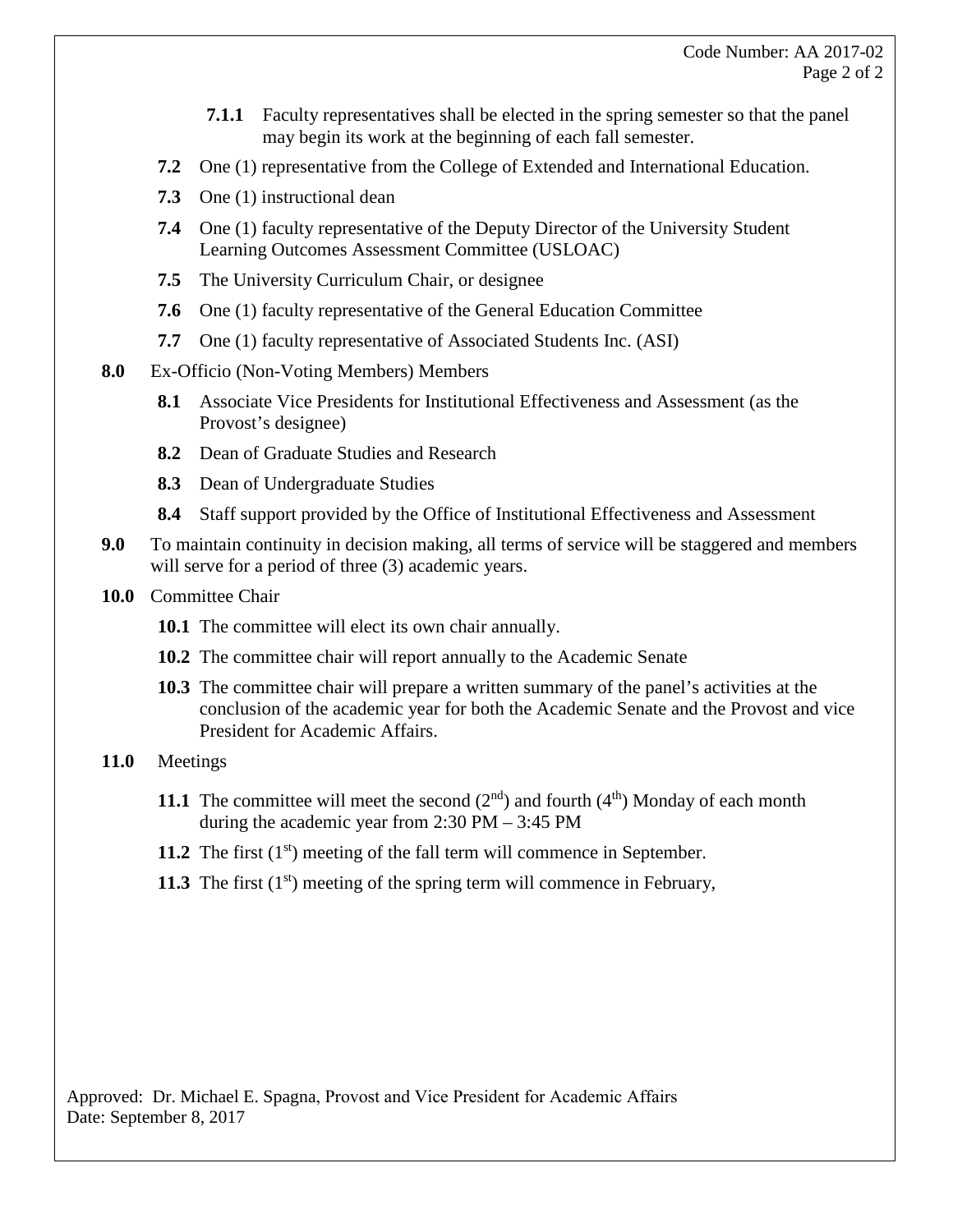- **7.1.1** Faculty representatives shall be elected in the spring semester so that the panel may begin its work at the beginning of each fall semester.
- **7.2** One (1) representative from the College of Extended and International Education.
- **7.3** One (1) instructional dean
- **7.4** One (1) faculty representative of the Deputy Director of the University Student Learning Outcomes Assessment Committee (USLOAC)
- **7.5** The University Curriculum Chair, or designee
- **7.6** One (1) faculty representative of the General Education Committee
- **7.7** One (1) faculty representative of Associated Students Inc. (ASI)

**8.0** Ex-Officio (Non-Voting Members) Members

- **8.1** Associate Vice Presidents for Institutional Effectiveness and Assessment (as the Provost's designee)
- **8.2** Dean of Graduate Studies and Research
- **8.3** Dean of Undergraduate Studies
- **8.4** Staff support provided by the Office of Institutional Effectiveness and Assessment

**9.0** To maintain continuity in decision making, all terms of service will be staggered and members will serve for a period of three (3) academic years.

**10.0** Committee Chair

- **10.1** The committee will elect its own chair annually.
- **10.2** The committee chair will report annually to the Academic Senate
- **10.3** The committee chair will prepare a written summary of the panel's activities at the conclusion of the academic year for both the Academic Senate and the Provost and vice President for Academic Affairs.

**11.0** Meetings

- **11.1** The committee will meet the second (2nd) and fourth (4th) Monday of each month during the academic year from 2:30 PM – 3:45 PM
- **11.2** The first (1st) meeting of the fall term will commence in September.
- **11.3** The first (1st) meeting of the spring term will commence in February,

Approved: Dr. Michael E. Spagna, Provost and Vice President for Academic Affairs
Date: September 8, 2017